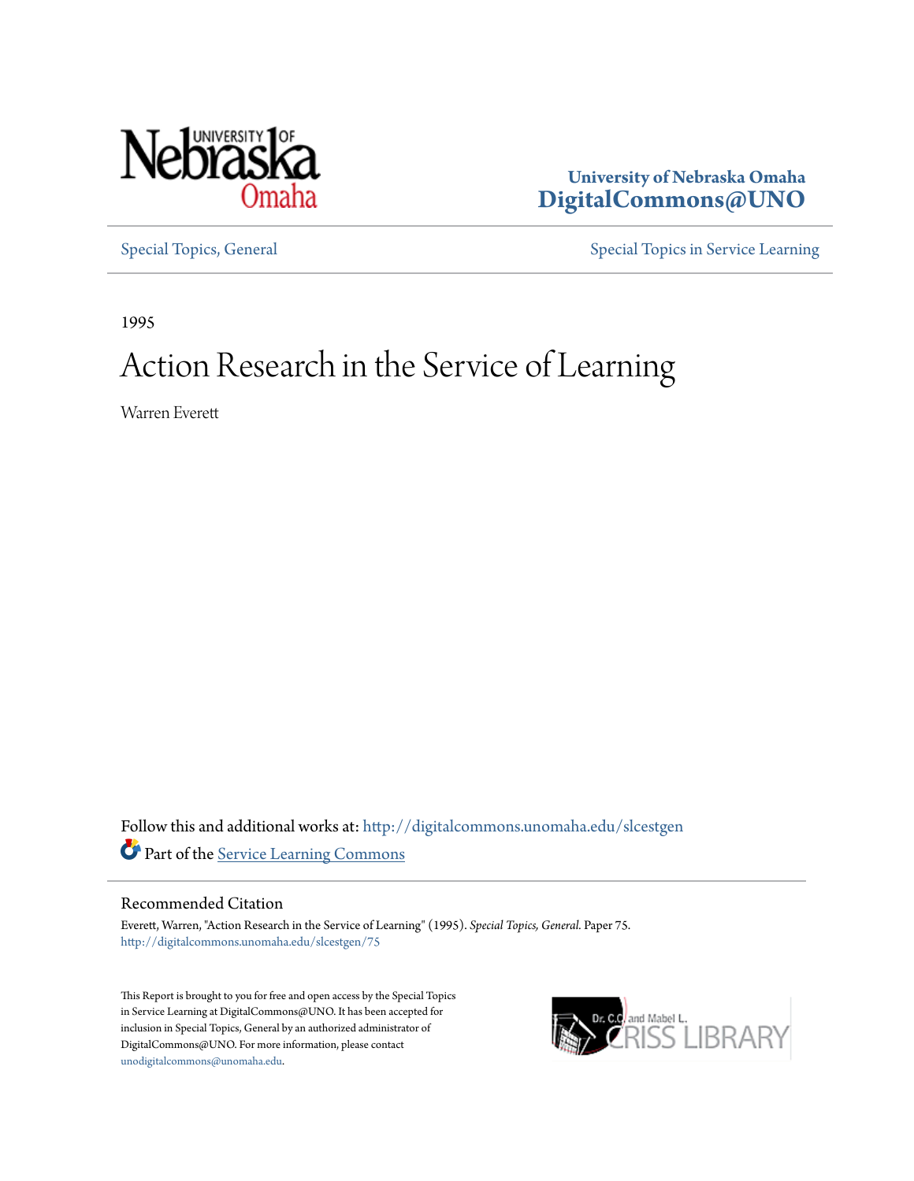University of Nebraska Omaha
**DigitalCommons@UNO**

Special Topics, General | Special Topics in Service Learning

1995

# Action Research in the Service of Learning

Warren Everett

Follow this and additional works at: http://digitalcommons.unomaha.edu/slcestgen

Part of the Service Learning Commons

## Recommended Citation

Everett, Warren, "Action Research in the Service of Learning" (1995). *Special Topics, General.* Paper 75.
http://digitalcommons.unomaha.edu/slcestgen/75

This Report is brought to you for free and open access by the Special Topics in Service Learning at DigitalCommons@UNO. It has been accepted for inclusion in Special Topics, General by an authorized administrator of DigitalCommons@UNO. For more information, please contact unodigitalcommons@unomaha.edu.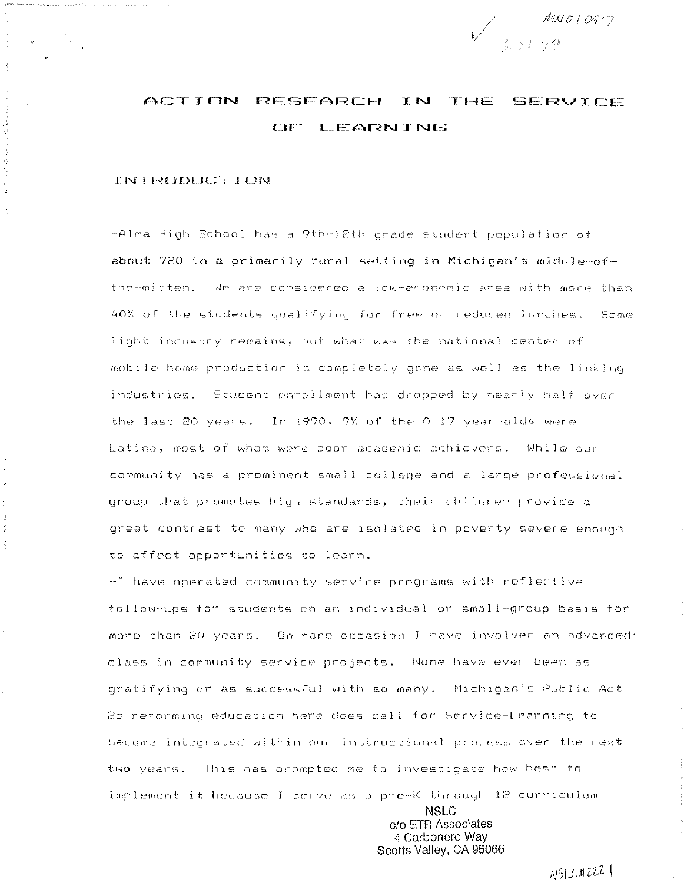# ACTION RESEARCH IN THE SERVICE OF LEARNING

## INTRODUCTION

-Alma High School has a 9th-12th grade student population of about 720 in a primarily rural setting in Michigan's middle-of-the-mitten. We are considered a low-economic area with more than 40% of the students qualifying for free or reduced lunches. Some light industry remains, but what was the national center of mobile home production is completely gone as well as the linking industries. Student enrollment has dropped by nearly half over the last 20 years. In 1990, 9% of the 0-17 year-olds were Latino, most of whom were poor academic achievers. While our community has a prominent small college and a large professional group that promotes high standards, their children provide a great contrast to many who are isolated in poverty severe enough to affect opportunities to learn.

-I have operated community service programs with reflective follow-ups for students on an individual or small-group basis for more than 20 years. On rare occasion I have involved an advanced class in community service projects. None have ever been as gratifying or as successful with so many. Michigan's Public Act 25 reforming education here does call for Service-Learning to become integrated within our instructional process over the next two years. This has prompted me to investigate how best to implement it because I serve as a pre-K through 12 curriculum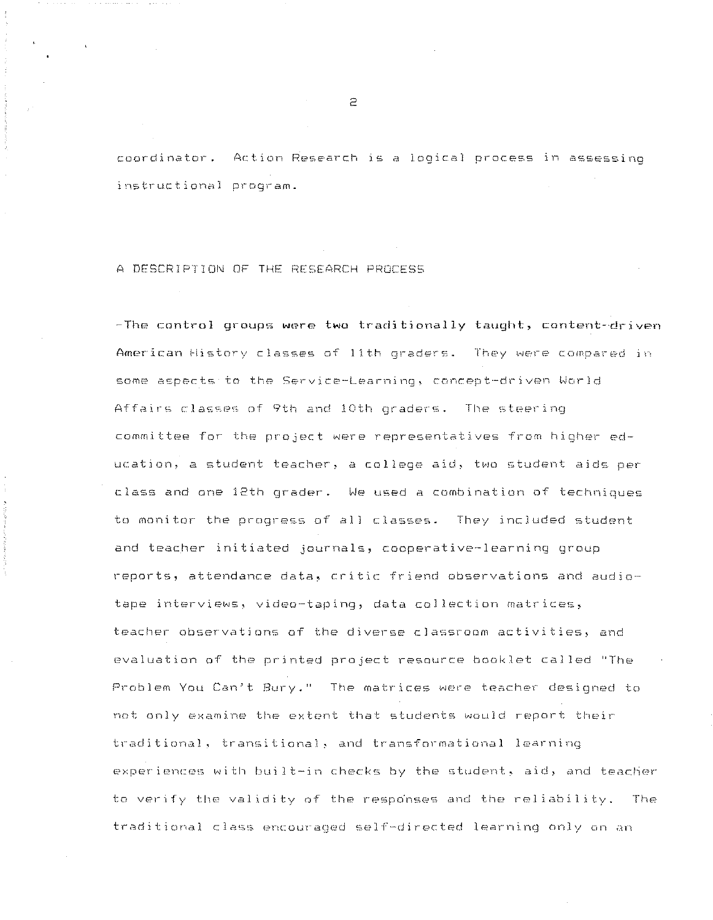coordinator. Action Research is a logical process in assessing instructional program.

## A DESCRIPTION OF THE RESEARCH PROCESS

-The control groups were two traditionally taught, content-driven American History classes of 11th graders. They were compared in some aspects to the Service-Learning, concept-driven World Affairs classes of 9th and 10th graders. The steering committee for the project were representatives from higher education, a student teacher, a college aid, two student aids per class and one 12th grader. We used a combination of techniques to monitor the progress of all classes. They included student and teacher initiated journals, cooperative-learning group reports, attendance data, critic friend observations and audio-tape interviews, video-taping, data collection matrices, teacher observations of the diverse classroom activities, and evaluation of the printed project resource booklet called "The Problem You Can't Bury." The matrices were teacher designed to not only examine the extent that students would report their traditional, transitional, and transformational learning experiences with built-in checks by the student, aid, and teacher to verify the validity of the responses and the reliability. The traditional class encouraged self-directed learning only on an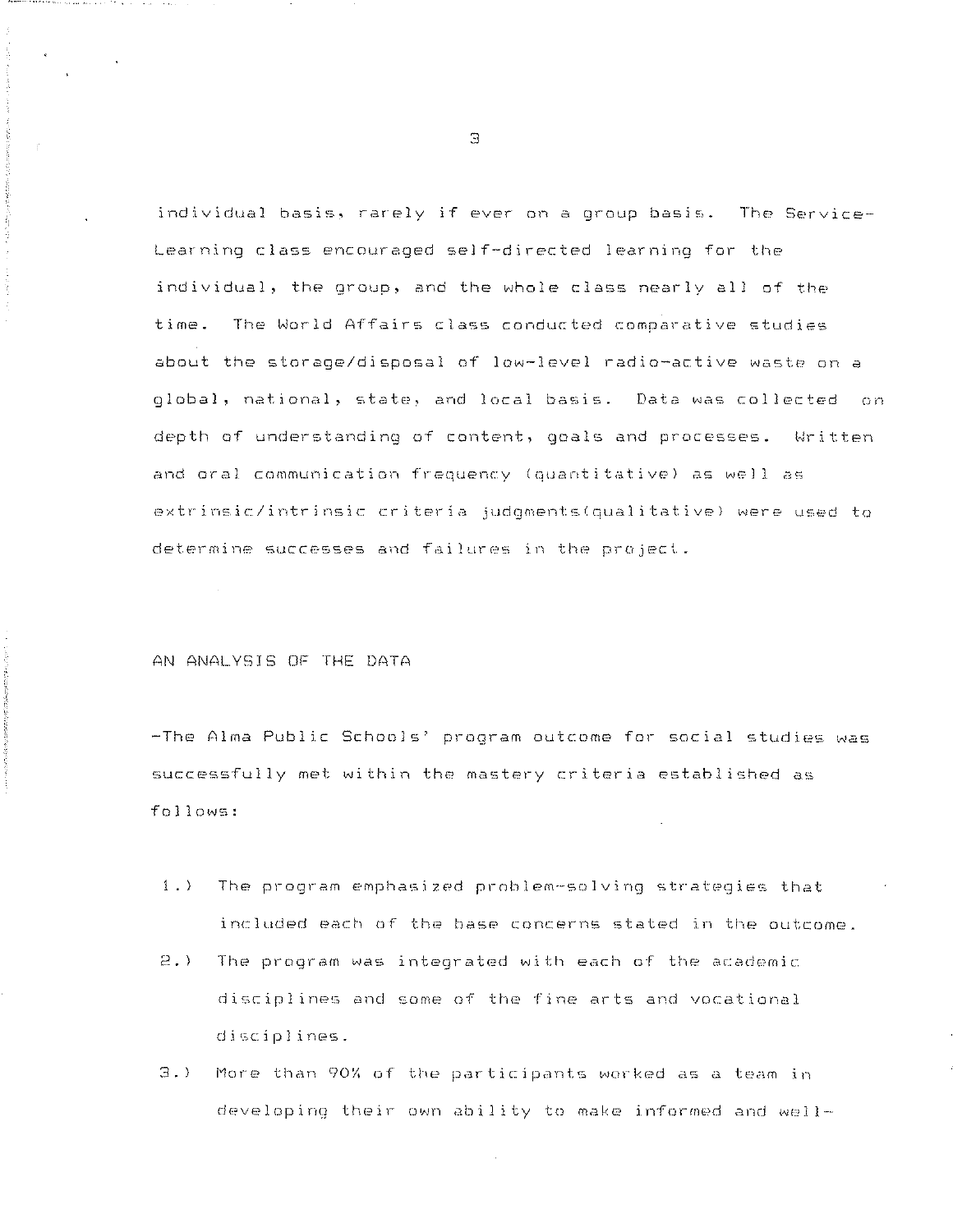individual basis, rarely if ever on a group basis. The Service-Learning class encouraged self-directed learning for the individual, the group, and the whole class nearly all of the time. The World Affairs class conducted comparative studies about the storage/disposal of low-level radio-active waste on a global, national, state, and local basis. Data was collected on depth of understanding of content, goals and processes. Written and oral communication frequency (quantitative) as well as extrinsic/intrinsic criteria judgments(qualitative) were used to determine successes and failures in the project.

## AN ANALYSIS OF THE DATA

-The Alma Public Schools' program outcome for social studies was successfully met within the mastery criteria established as follows:

1.) The program emphasized problem-solving strategies that included each of the base concerns stated in the outcome.

2.) The program was integrated with each of the academic disciplines and some of the fine arts and vocational disciplines.

3.) More than 90% of the participants worked as a team in developing their own ability to make informed and well-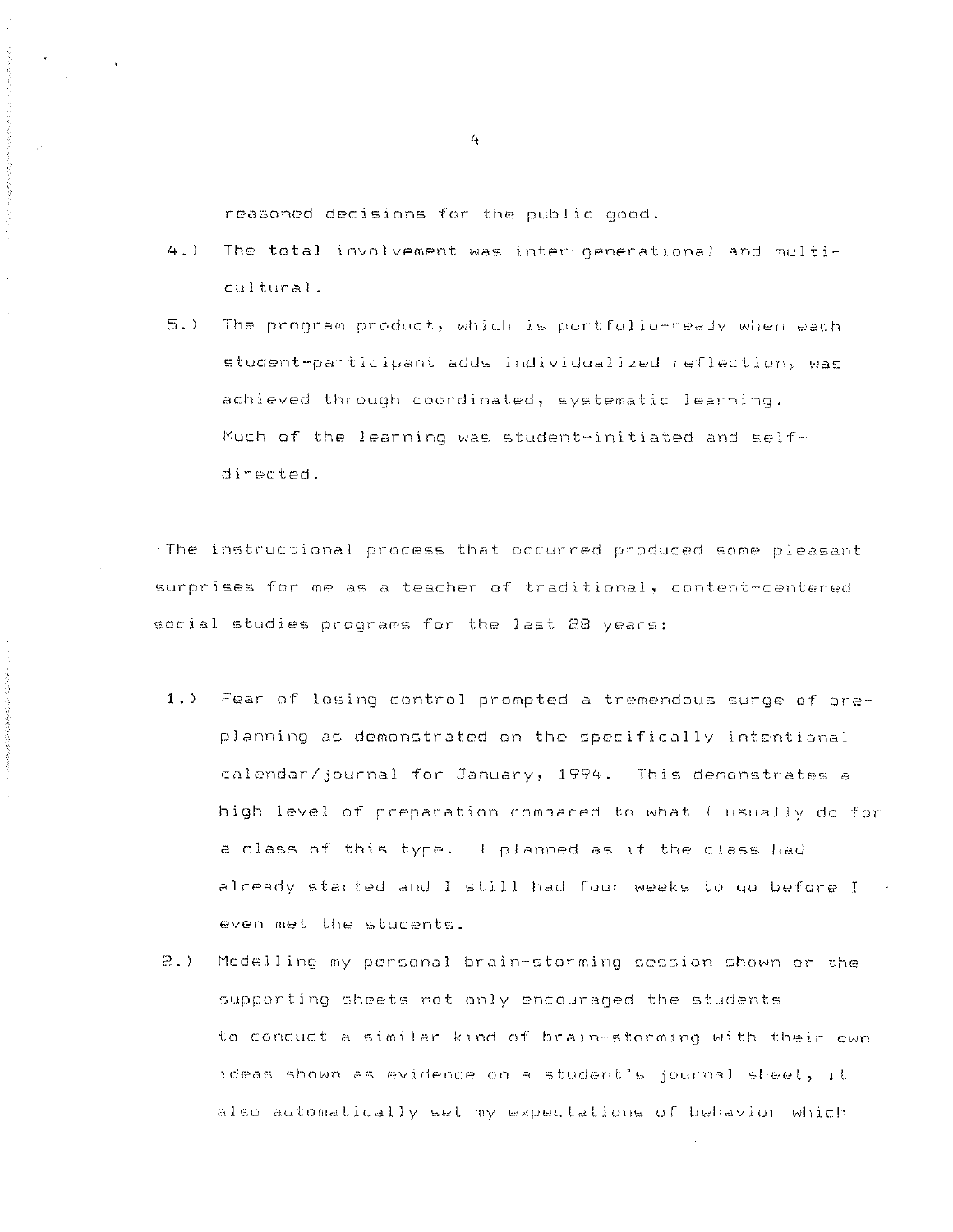reasoned decisions for the public good.

4.) The total involvement was inter-generational and multi-cultural.

5.) The program product, which is portfolio-ready when each student-participant adds individualized reflection, was achieved through coordinated, systematic learning. Much of the learning was student-initiated and self-directed.

-The instructional process that occurred produced some pleasant surprises for me as a teacher of traditional, content-centered social studies programs for the last 28 years:

1.) Fear of losing control prompted a tremendous surge of pre-planning as demonstrated on the specifically intentional calendar/journal for January, 1994. This demonstrates a high level of preparation compared to what I usually do for a class of this type. I planned as if the class had already started and I still had four weeks to go before I even met the students.

2.) Modelling my personal brain-storming session shown on the supporting sheets not only encouraged the students to conduct a similar kind of brain-storming with their own ideas shown as evidence on a student's journal sheet, it also automatically set my expectations of behavior which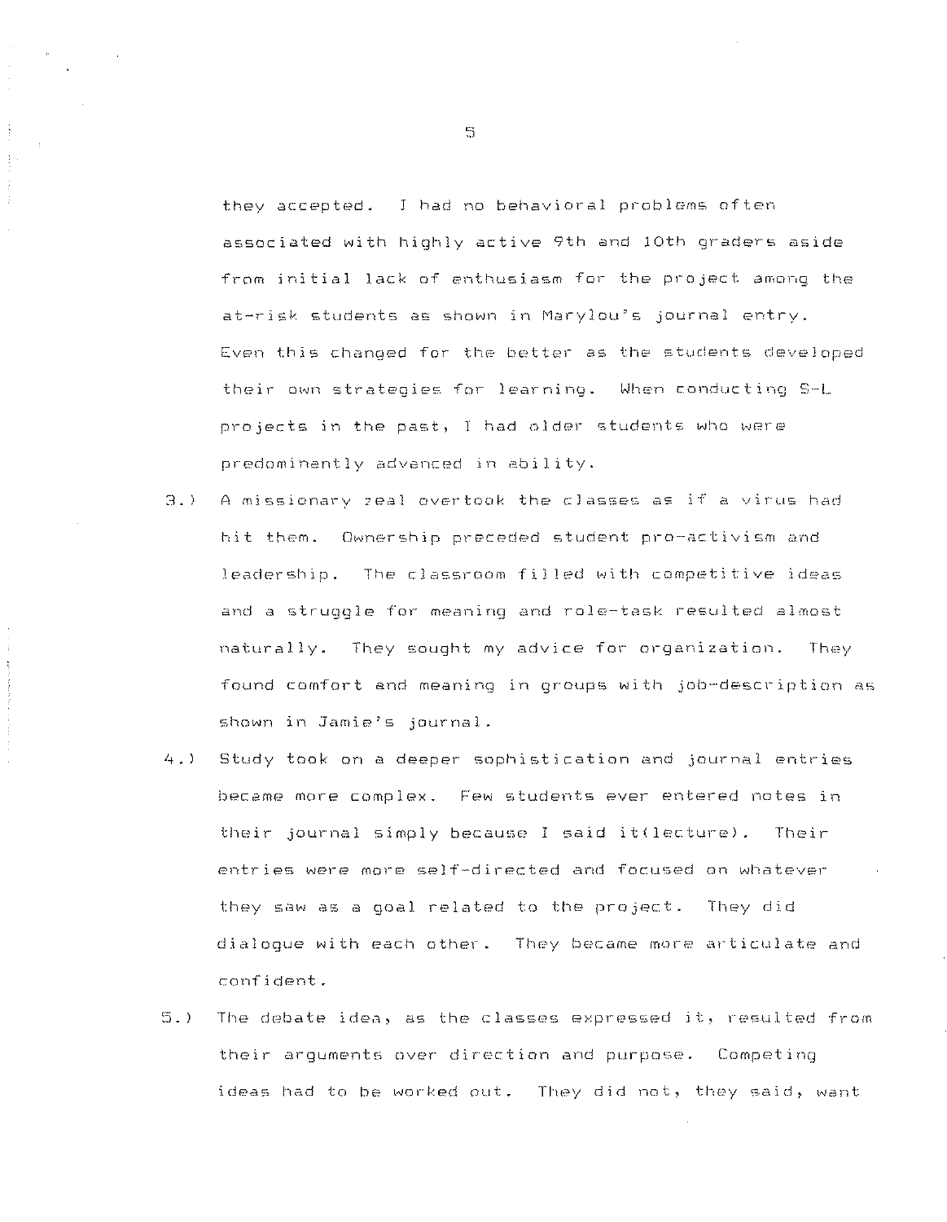they accepted. I had no behavioral problems often associated with highly active 9th and 10th graders aside from initial lack of enthusiasm for the project among the at-risk students as shown in Marylou's journal entry. Even this changed for the better as the students developed their own strategies for learning. When conducting S-L projects in the past, I had older students who were predominantly advanced in ability.

3.) A missionary zeal overtook the classes as if a virus had hit them. Ownership preceded student pro-activism and leadership. The classroom filled with competitive ideas and a struggle for meaning and role-task resulted almost naturally. They sought my advice for organization. They found comfort and meaning in groups with job-description as shown in Jamie's journal.

4.) Study took on a deeper sophistication and journal entries became more complex. Few students ever entered notes in their journal simply because I said it(lecture). Their entries were more self-directed and focused on whatever they saw as a goal related to the project. They did dialogue with each other. They became more articulate and confident.

5.) The debate idea, as the classes expressed it, resulted from their arguments over direction and purpose. Competing ideas had to be worked out. They did not, they said, want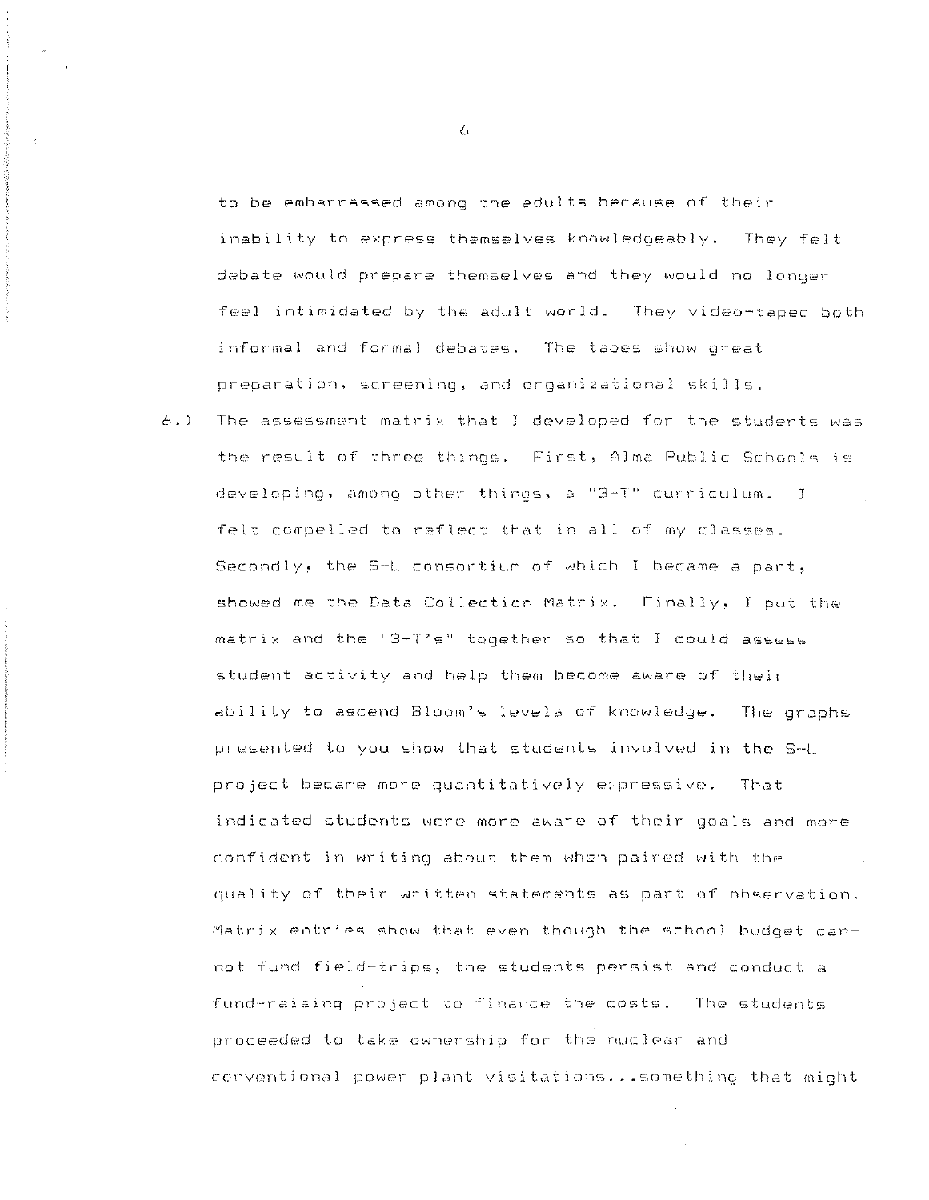to be embarrassed among the adults because of their inability to express themselves knowledgeably. They felt debate would prepare themselves and they would no longer feel intimidated by the adult world. They video-taped both informal and formal debates. The tapes show great preparation, screening, and organizational skills.

6.) The assessment matrix that I developed for the students was the result of three things. First, Alma Public Schools is developing, among other things, a "3-T" curriculum. I felt compelled to reflect that in all of my classes. Secondly, the S-L consortium of which I became a part, showed me the Data Collection Matrix. Finally, I put the matrix and the "3-T's" together so that I could assess student activity and help them become aware of their ability to ascend Bloom's levels of knowledge. The graphs presented to you show that students involved in the S-L project became more quantitatively expressive. That indicated students were more aware of their goals and more confident in writing about them when paired with the quality of their written statements as part of observation. Matrix entries show that even though the school budget cannot fund field-trips, the students persist and conduct a fund-raising project to finance the costs. The students proceeded to take ownership for the nuclear and conventional power plant visitations...something that might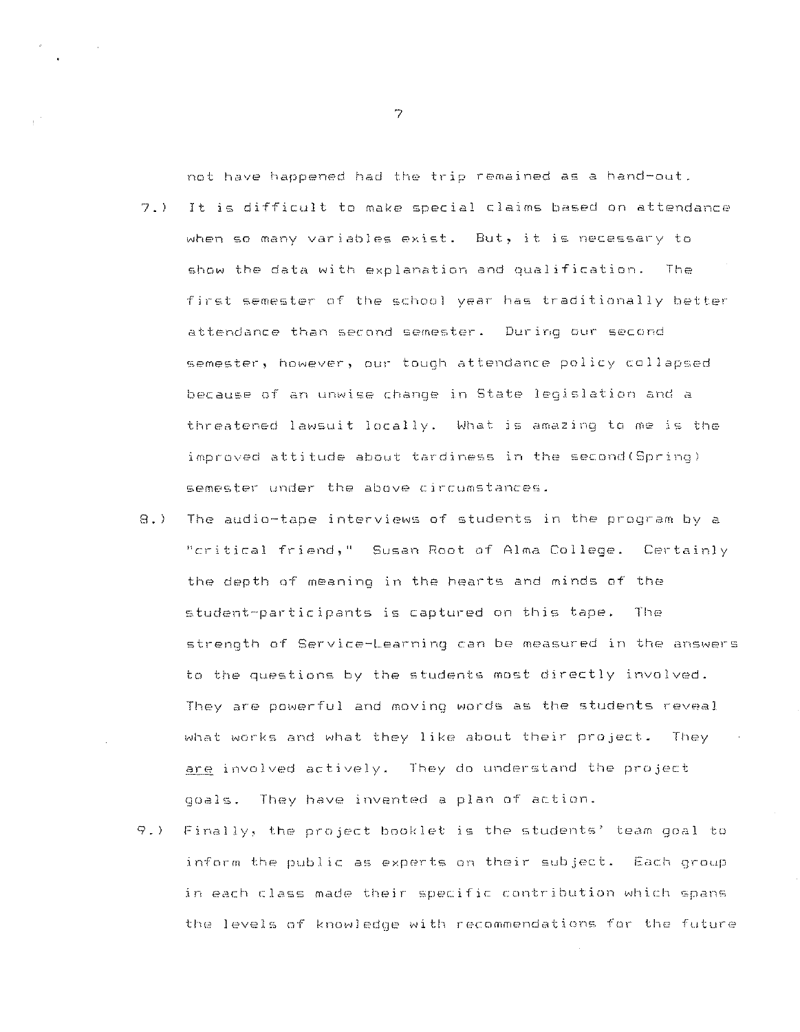not have happened had the trip remained as a hand-out.

7.) It is difficult to make special claims based on attendance when so many variables exist. But, it is necessary to show the data with explanation and qualification. The first semester of the school year has traditionally better attendance than second semester. During our second semester, however, our tough attendance policy collapsed because of an unwise change in State legislation and a threatened lawsuit locally. What is amazing to me is the improved attitude about tardiness in the second(Spring) semester under the above circumstances.

8.) The audio-tape interviews of students in the program by a "critical friend," Susan Root of Alma College. Certainly the depth of meaning in the hearts and minds of the student-participants is captured on this tape. The strength of Service-Learning can be measured in the answers to the questions by the students most directly involved. They are powerful and moving words as the students reveal what works and what they like about their project. They <u>are</u> involved actively. They do understand the project goals. They have invented a plan of action.

9.) Finally, the project booklet is the students' team goal to inform the public as experts on their subject. Each group in each class made their specific contribution which spans the levels of knowledge with recommendations for the future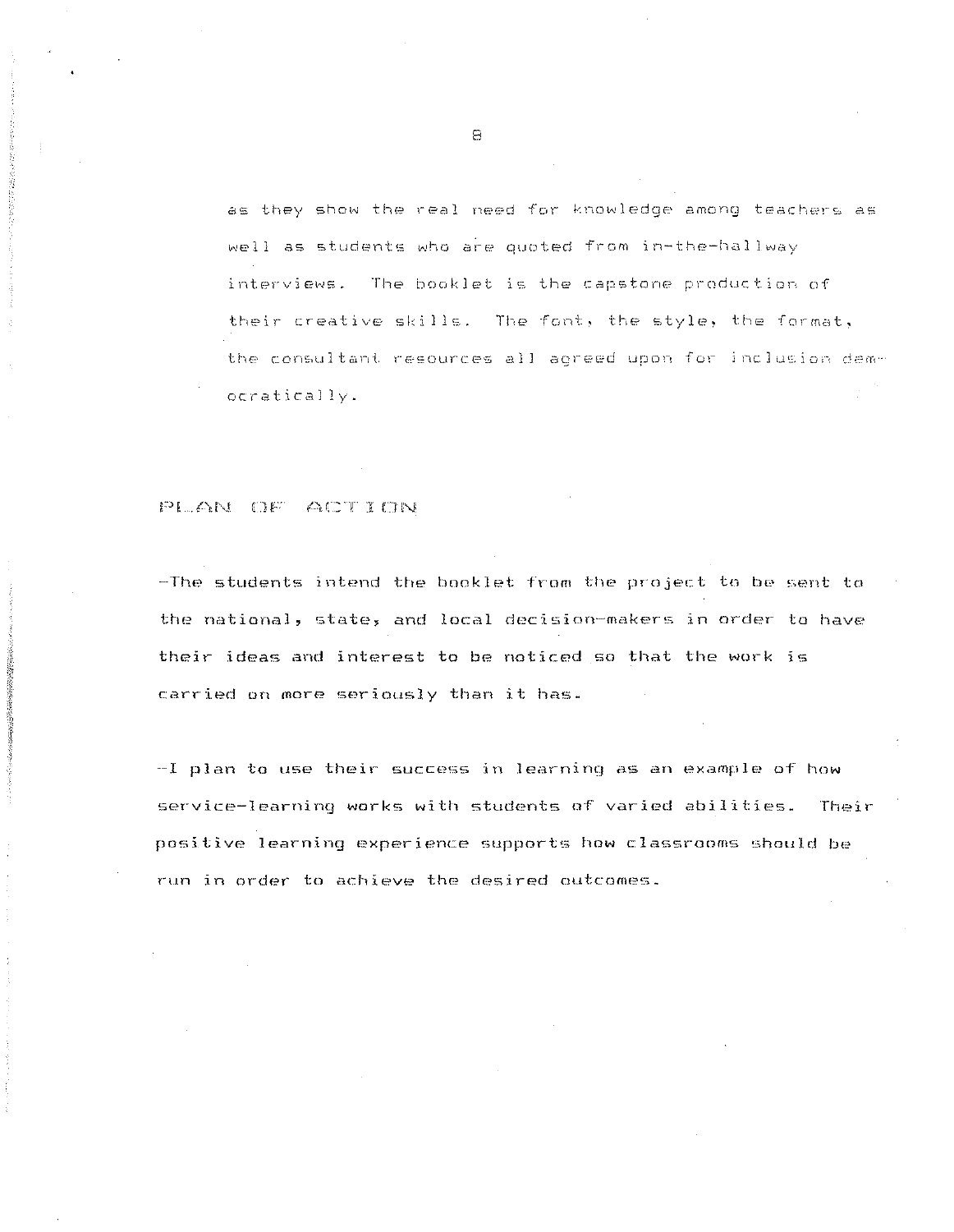as they show the real need for knowledge among teachers as well as students who are quoted from in-the-hallway interviews. The booklet is the capstone production of their creative skills. The font, the style, the format, the consultant resources all agreed upon for inclusion democratically.

## PLAN OF ACTION

-The students intend the booklet from the project to be sent to the national, state, and local decision-makers in order to have their ideas and interest to be noticed so that the work is carried on more seriously than it has.

-I plan to use their success in learning as an example of how service-learning works with students of varied abilities. Their positive learning experience supports how classrooms should be run in order to achieve the desired outcomes.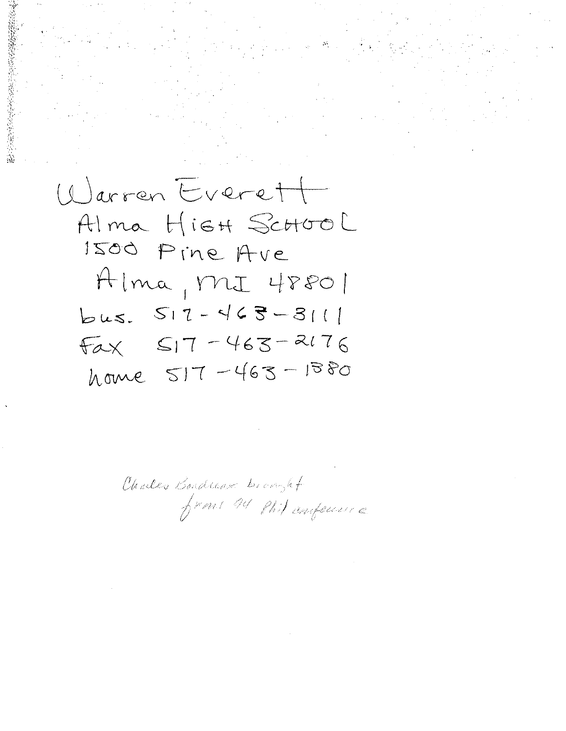Warren Everett
Alma High School
1500 Pine Ave
Alma, MI 48801
bus. 517-463-3111
Fax 517-463-2176
home 517-463-1880

Charles Bordeaux brought
from 94 Phil conference